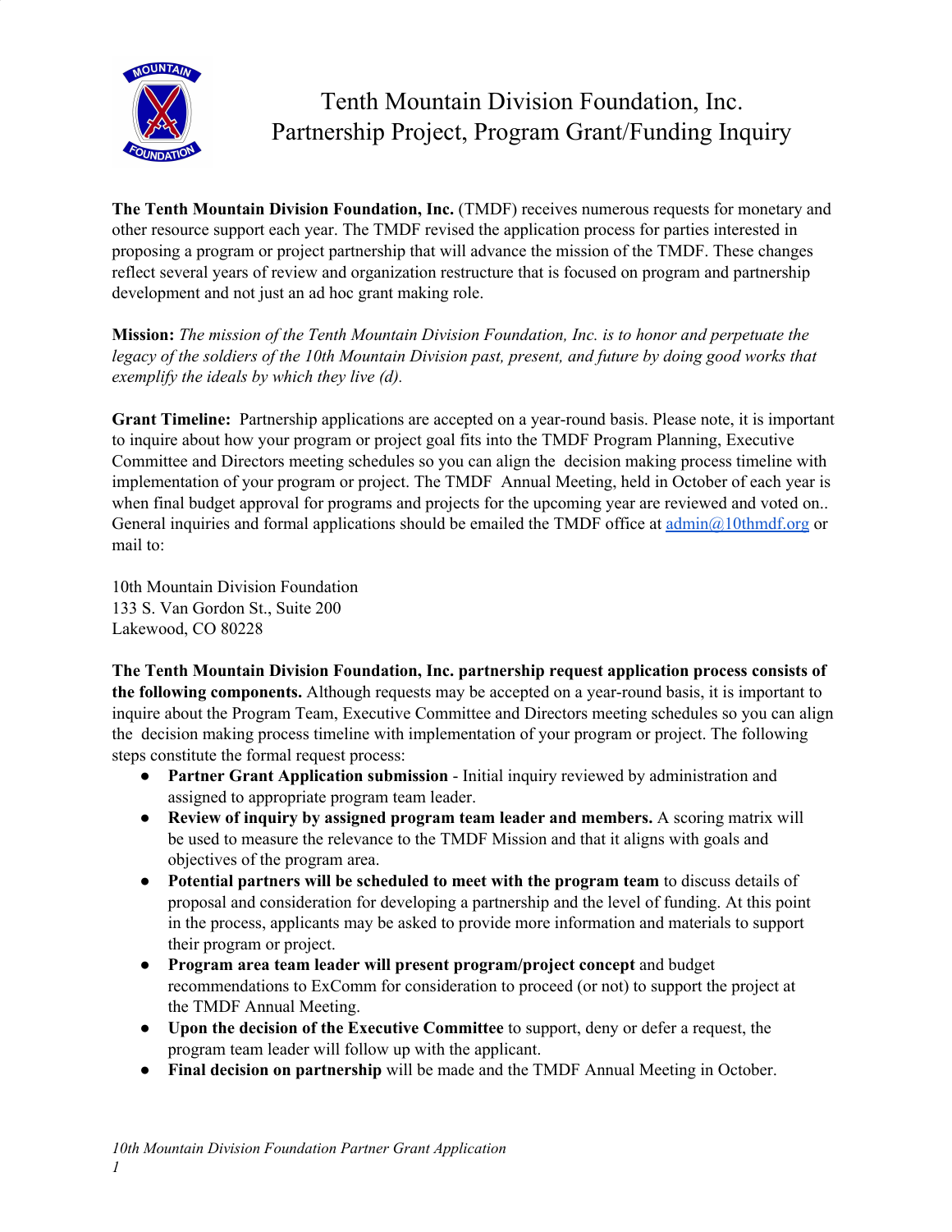# Tenth Mountain Division Foundation, Inc.
## Partnership Project, Program Grant/Funding Inquiry

**The Tenth Mountain Division Foundation, Inc.** (TMDF) receives numerous requests for monetary and other resource support each year. The TMDF revised the application process for parties interested in proposing a program or project partnership that will advance the mission of the TMDF. These changes reflect several years of review and organization restructure that is focused on program and partnership development and not just an ad hoc grant making role.

**Mission:** *The mission of the Tenth Mountain Division Foundation, Inc. is to honor and perpetuate the legacy of the soldiers of the 10th Mountain Division past, present, and future by doing good works that exemplify the ideals by which they live (d).*

**Grant Timeline:** Partnership applications are accepted on a year-round basis. Please note, it is important to inquire about how your program or project goal fits into the TMDF Program Planning, Executive Committee and Directors meeting schedules so you can align the decision making process timeline with implementation of your program or project. The TMDF Annual Meeting, held in October of each year is when final budget approval for programs and projects for the upcoming year are reviewed and voted on.. General inquiries and formal applications should be emailed the TMDF office at admin@10thmdf.org or mail to:

10th Mountain Division Foundation
133 S. Van Gordon St., Suite 200
Lakewood, CO 80228

**The Tenth Mountain Division Foundation, Inc. partnership request application process consists of the following components.** Although requests may be accepted on a year-round basis, it is important to inquire about the Program Team, Executive Committee and Directors meeting schedules so you can align the decision making process timeline with implementation of your program or project. The following steps constitute the formal request process:

- **Partner Grant Application submission** - Initial inquiry reviewed by administration and assigned to appropriate program team leader.
- **Review of inquiry by assigned program team leader and members.** A scoring matrix will be used to measure the relevance to the TMDF Mission and that it aligns with goals and objectives of the program area.
- **Potential partners will be scheduled to meet with the program team** to discuss details of proposal and consideration for developing a partnership and the level of funding. At this point in the process, applicants may be asked to provide more information and materials to support their program or project.
- **Program area team leader will present program/project concept** and budget recommendations to ExComm for consideration to proceed (or not) to support the project at the TMDF Annual Meeting.
- **Upon the decision of the Executive Committee** to support, deny or defer a request, the program team leader will follow up with the applicant.
- **Final decision on partnership** will be made and the TMDF Annual Meeting in October.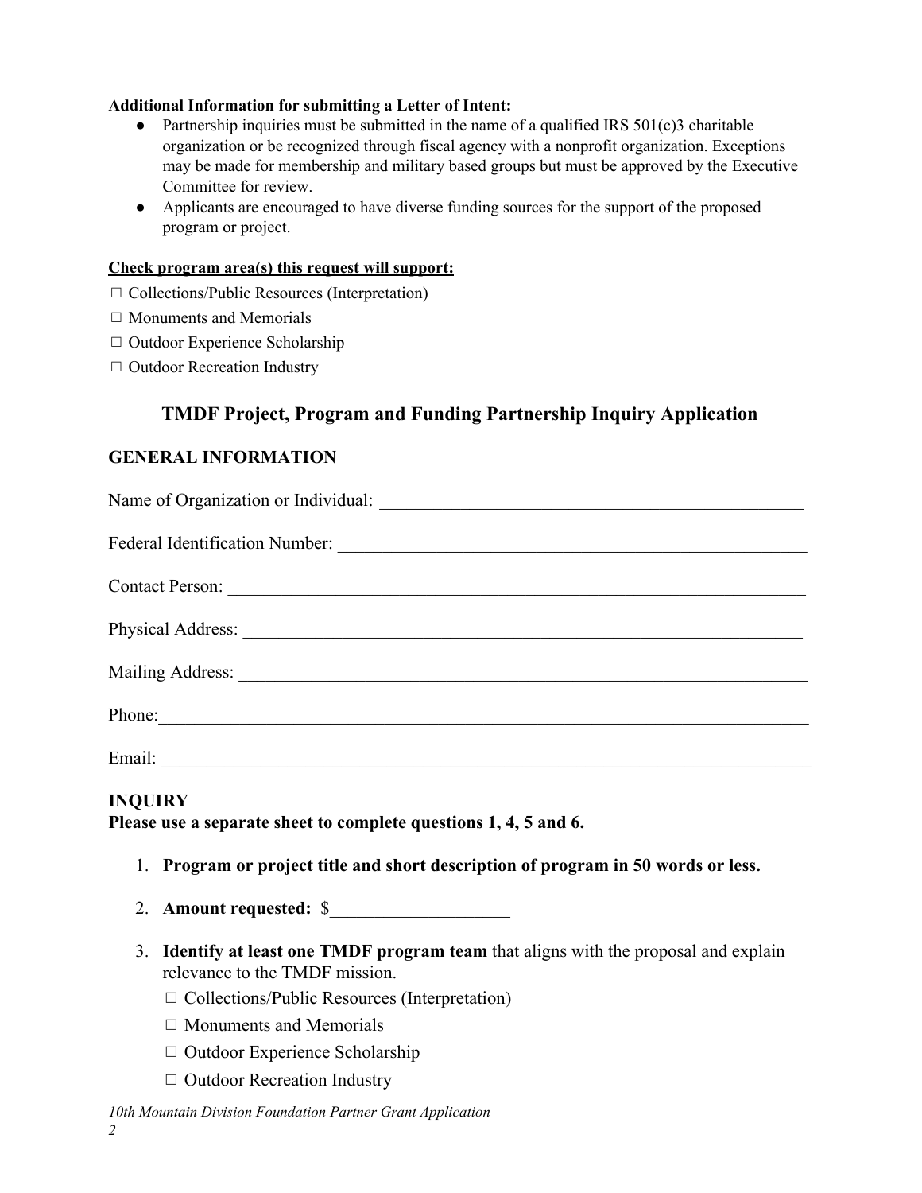**Additional Information for submitting a Letter of Intent:**

- Partnership inquiries must be submitted in the name of a qualified IRS 501(c)3 charitable organization or be recognized through fiscal agency with a nonprofit organization. Exceptions may be made for membership and military based groups but must be approved by the Executive Committee for review.
- Applicants are encouraged to have diverse funding sources for the support of the proposed program or project.

**Check program area(s) this request will support:**

☐ Collections/Public Resources (Interpretation)

☐ Monuments and Memorials

☐ Outdoor Experience Scholarship

☐ Outdoor Recreation Industry

## TMDF Project, Program and Funding Partnership Inquiry Application

### GENERAL INFORMATION

Name of Organization or Individual: ____________________________________________

Federal Identification Number: ________________________________________________

Contact Person: ____________________________________________________________

Physical Address: ___________________________________________________________

Mailing Address: ___________________________________________________________

Phone:____________________________________________________________________

Email: ____________________________________________________________________

### INQUIRY

**Please use a separate sheet to complete questions 1, 4, 5 and 6.**

1. **Program or project title and short description of program in 50 words or less.**
2. **Amount requested:** $____________________
3. **Identify at least one TMDF program team** that aligns with the proposal and explain relevance to the TMDF mission.

   ☐ Collections/Public Resources (Interpretation)

   ☐ Monuments and Memorials

   ☐ Outdoor Experience Scholarship

   ☐ Outdoor Recreation Industry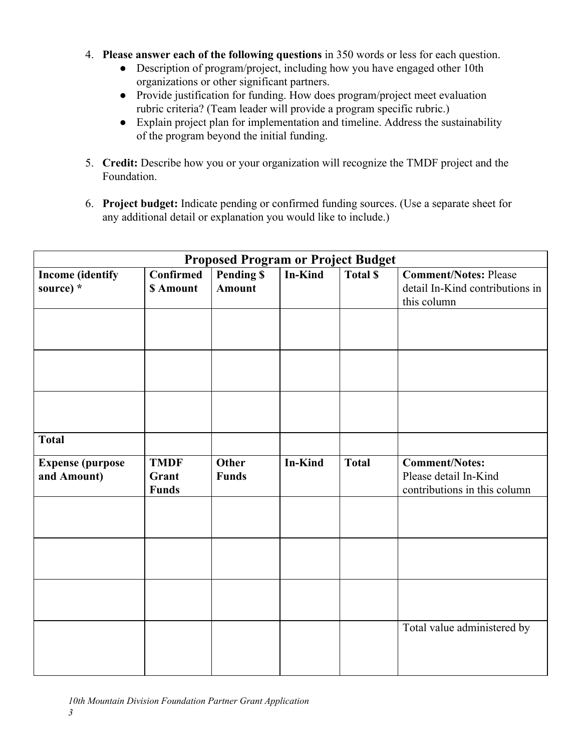4. **Please answer each of the following questions** in 350 words or less for each question.
   - Description of program/project, including how you have engaged other 10th organizations or other significant partners.
   - Provide justification for funding. How does program/project meet evaluation rubric criteria? (Team leader will provide a program specific rubric.)
   - Explain project plan for implementation and timeline. Address the sustainability of the program beyond the initial funding.

5. **Credit:** Describe how you or your organization will recognize the TMDF project and the Foundation.

6. **Project budget:** Indicate pending or confirmed funding sources. (Use a separate sheet for any additional detail or explanation you would like to include.)

| **Proposed Program or Project Budget** | | | | | |
|---|---|---|---|---|---|
| **Income (identify source) *** | **Confirmed $ Amount** | **Pending $ Amount** | **In-Kind** | **Total $** | **Comment/Notes:** Please detail In-Kind contributions in this column |
| | | | | | |
| | | | | | |
| | | | | | |
| **Total** | | | | | |
| **Expense (purpose and Amount)** | **TMDF Grant Funds** | **Other Funds** | **In-Kind** | **Total** | **Comment/Notes:** Please detail In-Kind contributions in this column |
| | | | | | |
| | | | | | |
| | | | | | |
| | | | | | Total value administered by |

*10th Mountain Division Foundation Partner Grant Application*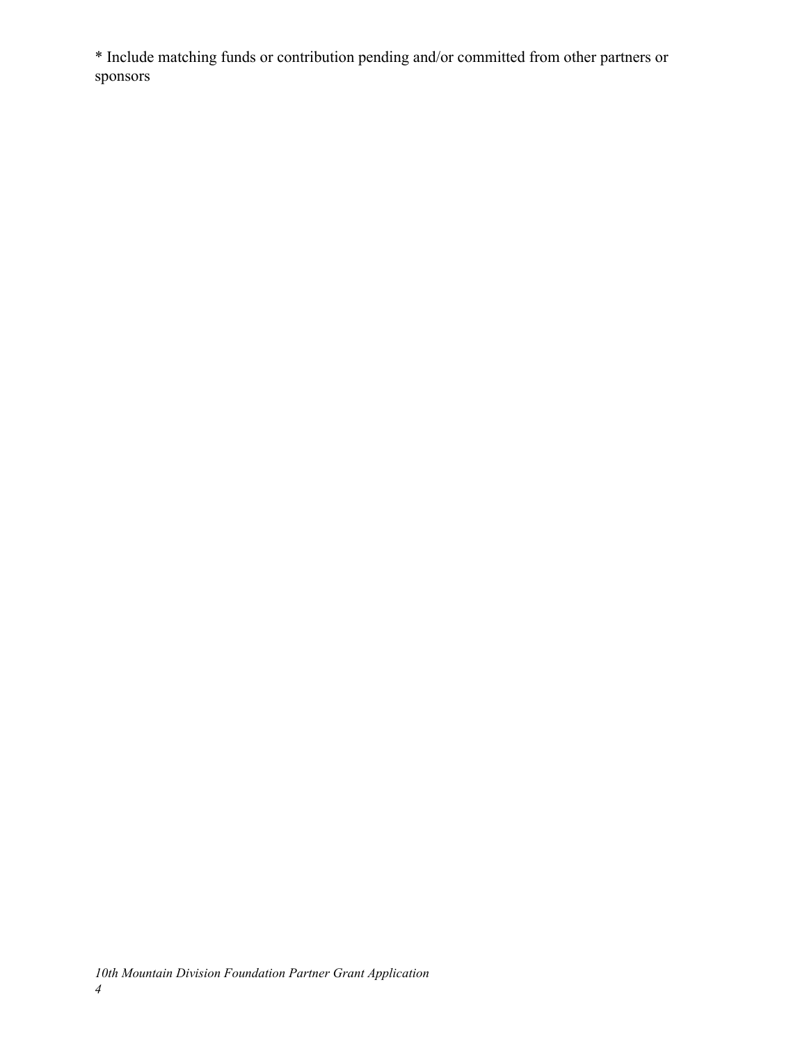* Include matching funds or contribution pending and/or committed from other partners or sponsors